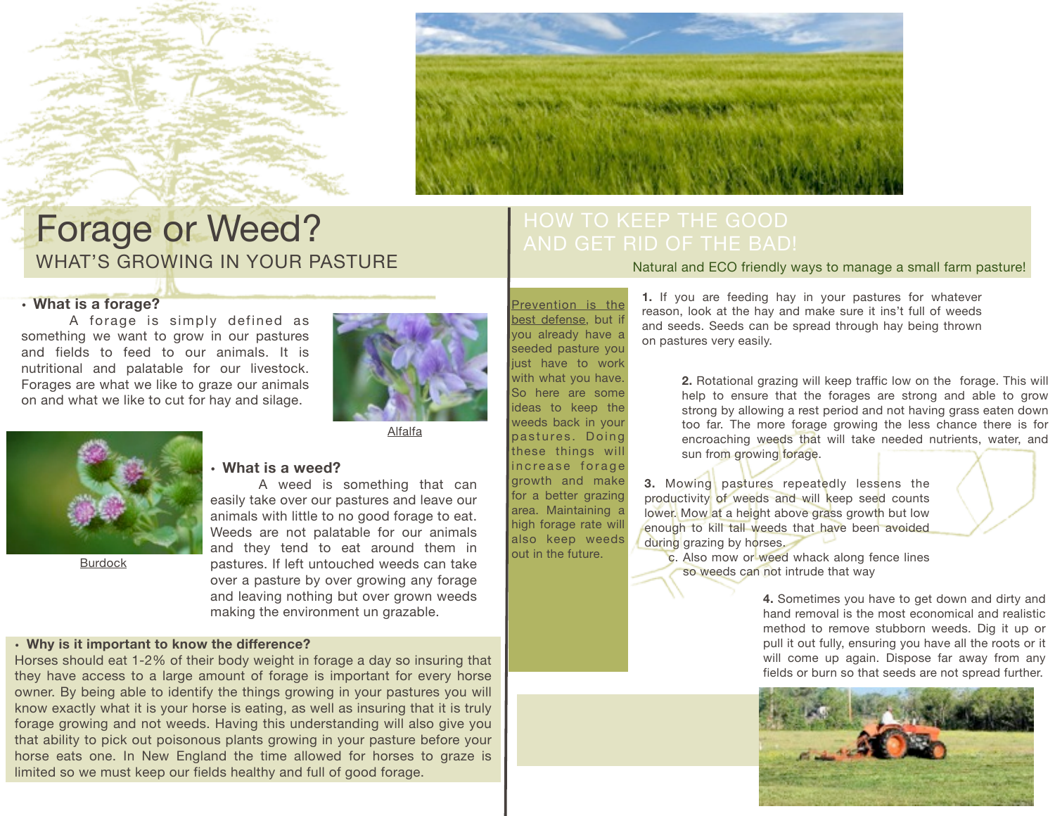# Forage or Weed?

## WHAT'S GROWING IN YOUR PASTURE

- **What is a forage?**

A forage is simply defined as something we want to grow in our pastures and fields to feed to our animals. It is nutritional and palatable for our livestock. Forages are what we like to graze our animals on and what we like to cut for hay and silage.

Alfalfa

Burdock

- **What is a weed?**

A weed is something that can easily take over our pastures and leave our animals with little to no good forage to eat. Weeds are not palatable for our animals and they tend to eat around them in pastures. If left untouched weeds can take over a pasture by over growing any forage and leaving nothing but over grown weeds making the environment un grazable.

- **Why is it important to know the difference?**

Horses should eat 1-2% of their body weight in forage a day so insuring that they have access to a large amount of forage is important for every horse owner. By being able to identify the things growing in your pastures you will know exactly what it is your horse is eating, as well as insuring that it is truly forage growing and not weeds. Having this understanding will also give you that ability to pick out poisonous plants growing in your pasture before your horse eats one. In New England the time allowed for horses to graze is limited so we must keep our fields healthy and full of good forage.

## HOW TO KEEP THE GOOD AND GET RID OF THE BAD!

Natural and ECO friendly ways to manage a small farm pasture!

Prevention is the best defense, but if you already have a seeded pasture you just have to work with what you have. So here are some ideas to keep the weeds back in your pastures. Doing these things will increase forage growth and make for a better grazing area. Maintaining a high forage rate will also keep weeds out in the future.

**1.** If you are feeding hay in your pastures for whatever reason, look at the hay and make sure it isn't full of weeds and seeds. Seeds can be spread through hay being thrown on pastures very easily.

**2.** Rotational grazing will keep traffic low on the forage. This will help to ensure that the forages are strong and able to grow strong by allowing a rest period and not having grass eaten down too far. The more forage growing the less chance there is for encroaching weeds that will take needed nutrients, water, and sun from growing forage.

**3.** Mowing pastures repeatedly lessens the productivity of weeds and will keep seed counts lower. Mow at a height above grass growth but low enough to kill tall weeds that have been avoided during grazing by horses.

c. Also mow or weed whack along fence lines so weeds can not intrude that way

**4.** Sometimes you have to get down and dirty and hand removal is the most economical and realistic method to remove stubborn weeds. Dig it up or pull it out fully, ensuring you have all the roots or it will come up again. Dispose far away from any fields or burn so that seeds are not spread further.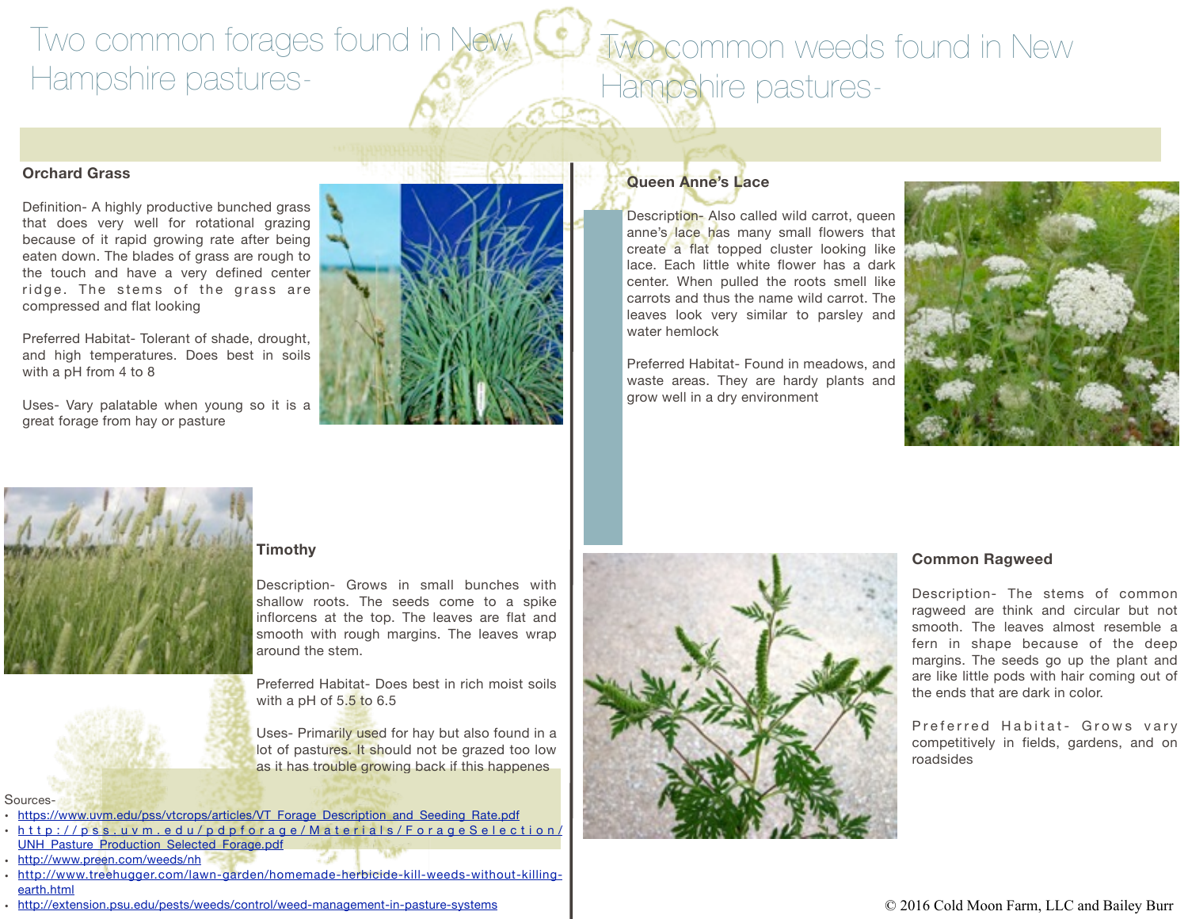# Two common forages found in New Hampshire pastures-

### Orchard Grass

Definition- A highly productive bunched grass that does very well for rotational grazing because of it rapid growing rate after being eaten down. The blades of grass are rough to the touch and have a very defined center ridge. The stems of the grass are compressed and flat looking

Preferred Habitat- Tolerant of shade, drought, and high temperatures. Does best in soils with a pH from 4 to 8

Uses- Vary palatable when young so it is a great forage from hay or pasture

### Timothy

Description- Grows in small bunches with shallow roots. The seeds come to a spike inflorcens at the top. The leaves are flat and smooth with rough margins. The leaves wrap around the stem.

Preferred Habitat- Does best in rich moist soils with a pH of 5.5 to 6.5

Uses- Primarily used for hay but also found in a lot of pastures. It should not be grazed too low as it has trouble growing back if this happenes

Sources-

- https://www.uvm.edu/pss/vtcrops/articles/VT_Forage_Description_and_Seeding_Rate.pdf
- http://pss.uvm.edu/pdpforage/Materials/ForageSelection/UNH_Pasture_Production_Selected_Forage.pdf
- http://www.preen.com/weeds/nh
- http://www.treehugger.com/lawn-garden/homemade-herbicide-kill-weeds-without-killing-earth.html
- http://extension.psu.edu/pests/weeds/control/weed-management-in-pasture-systems

# Two common weeds found in New Hampshire pastures-

### Queen Anne's Lace

Description- Also called wild carrot, queen anne's lace has many small flowers that create a flat topped cluster looking like lace. Each little white flower has a dark center. When pulled the roots smell like carrots and thus the name wild carrot. The leaves look very similar to parsley and water hemlock

Preferred Habitat- Found in meadows, and waste areas. They are hardy plants and grow well in a dry environment

### Common Ragweed

Description- The stems of common ragweed are think and circular but not smooth. The leaves almost resemble a fern in shape because of the deep margins. The seeds go up the plant and are like little pods with hair coming out of the ends that are dark in color.

Preferred Habitat- Grows vary competitively in fields, gardens, and on roadsides

© 2016 Cold Moon Farm, LLC and Bailey Burr